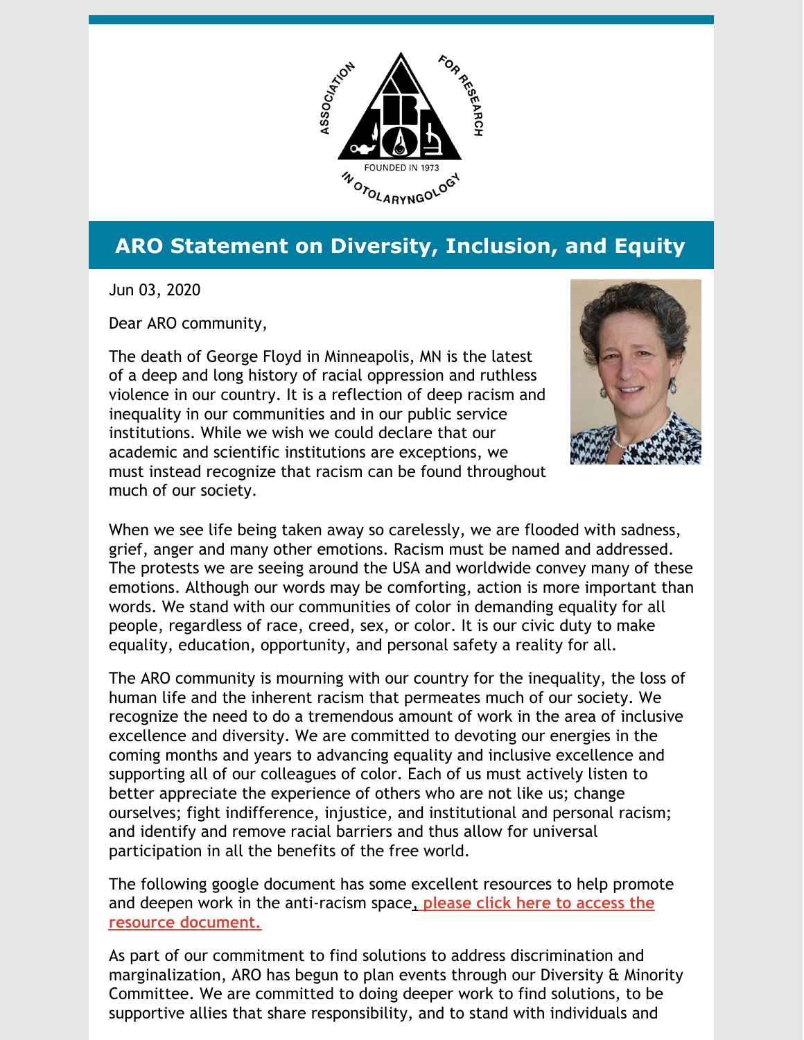# ARO Statement on Diversity, Inclusion, and Equity

Jun 03, 2020

Dear ARO community,

The death of George Floyd in Minneapolis, MN is the latest of a deep and long history of racial oppression and ruthless violence in our country. It is a reflection of deep racism and inequality in our communities and in our public service institutions. While we wish we could declare that our academic and scientific institutions are exceptions, we must instead recognize that racism can be found throughout much of our society.

When we see life being taken away so carelessly, we are flooded with sadness, grief, anger and many other emotions. Racism must be named and addressed. The protests we are seeing around the USA and worldwide convey many of these emotions. Although our words may be comforting, action is more important than words. We stand with our communities of color in demanding equality for all people, regardless of race, creed, sex, or color. It is our civic duty to make equality, education, opportunity, and personal safety a reality for all.

The ARO community is mourning with our country for the inequality, the loss of human life and the inherent racism that permeates much of our society. We recognize the need to do a tremendous amount of work in the area of inclusive excellence and diversity. We are committed to devoting our energies in the coming months and years to advancing equality and inclusive excellence and supporting all of our colleagues of color. Each of us must actively listen to better appreciate the experience of others who are not like us; change ourselves; fight indifference, injustice, and institutional and personal racism; and identify and remove racial barriers and thus allow for universal participation in all the benefits of the free world.

The following google document has some excellent resources to help promote and deepen work in the anti-racism space, **please click here to access the resource document.**

As part of our commitment to find solutions to address discrimination and marginalization, ARO has begun to plan events through our Diversity & Minority Committee. We are committed to doing deeper work to find solutions, to be supportive allies that share responsibility, and to stand with individuals and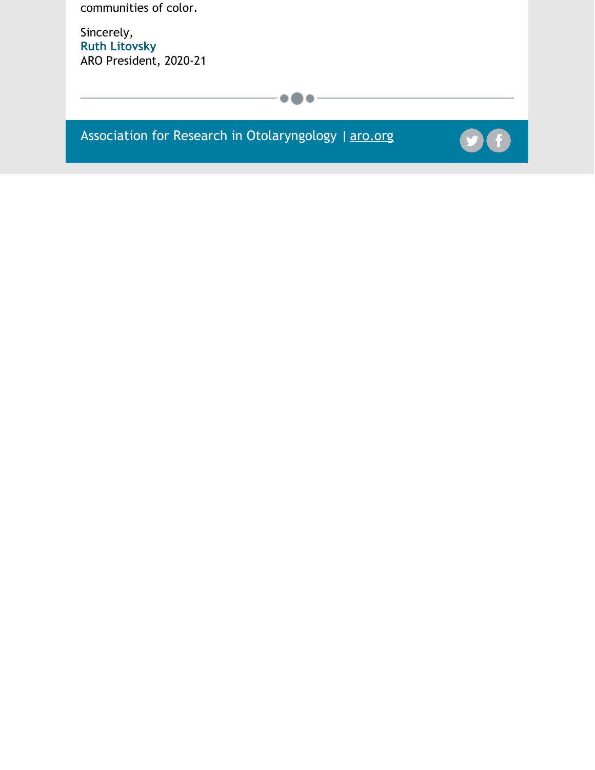communities of color.

Sincerely,
**Ruth Litovsky**
ARO President, 2020-21

Association for Research in Otolaryngology | aro.org